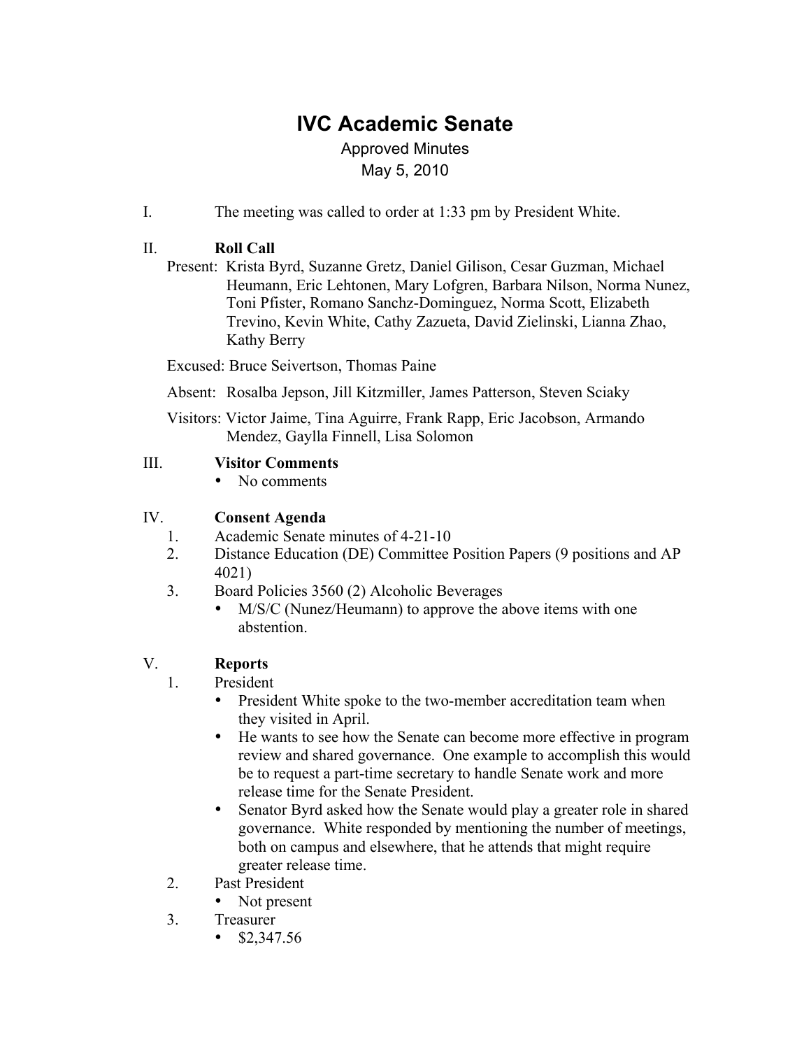# IVC Academic Senate

Approved Minutes

May 5, 2010

I. The meeting was called to order at 1:33 pm by President White.

II. **Roll Call**

Present: Krista Byrd, Suzanne Gretz, Daniel Gilison, Cesar Guzman, Michael Heumann, Eric Lehtonen, Mary Lofgren, Barbara Nilson, Norma Nunez, Toni Pfister, Romano Sanchz-Dominguez, Norma Scott, Elizabeth Trevino, Kevin White, Cathy Zazueta, David Zielinski, Lianna Zhao, Kathy Berry

Excused: Bruce Seivertson, Thomas Paine

Absent: Rosalba Jepson, Jill Kitzmiller, James Patterson, Steven Sciaky

Visitors: Victor Jaime, Tina Aguirre, Frank Rapp, Eric Jacobson, Armando Mendez, Gaylla Finnell, Lisa Solomon

III. **Visitor Comments**

- No comments

IV. **Consent Agenda**

1. Academic Senate minutes of 4-21-10
2. Distance Education (DE) Committee Position Papers (9 positions and AP 4021)
3. Board Policies 3560 (2) Alcoholic Beverages
   - M/S/C (Nunez/Heumann) to approve the above items with one abstention.

V. **Reports**

1. President
   - President White spoke to the two-member accreditation team when they visited in April.
   - He wants to see how the Senate can become more effective in program review and shared governance. One example to accomplish this would be to request a part-time secretary to handle Senate work and more release time for the Senate President.
   - Senator Byrd asked how the Senate would play a greater role in shared governance. White responded by mentioning the number of meetings, both on campus and elsewhere, that he attends that might require greater release time.
2. Past President
   - Not present
3. Treasurer
   - $2,347.56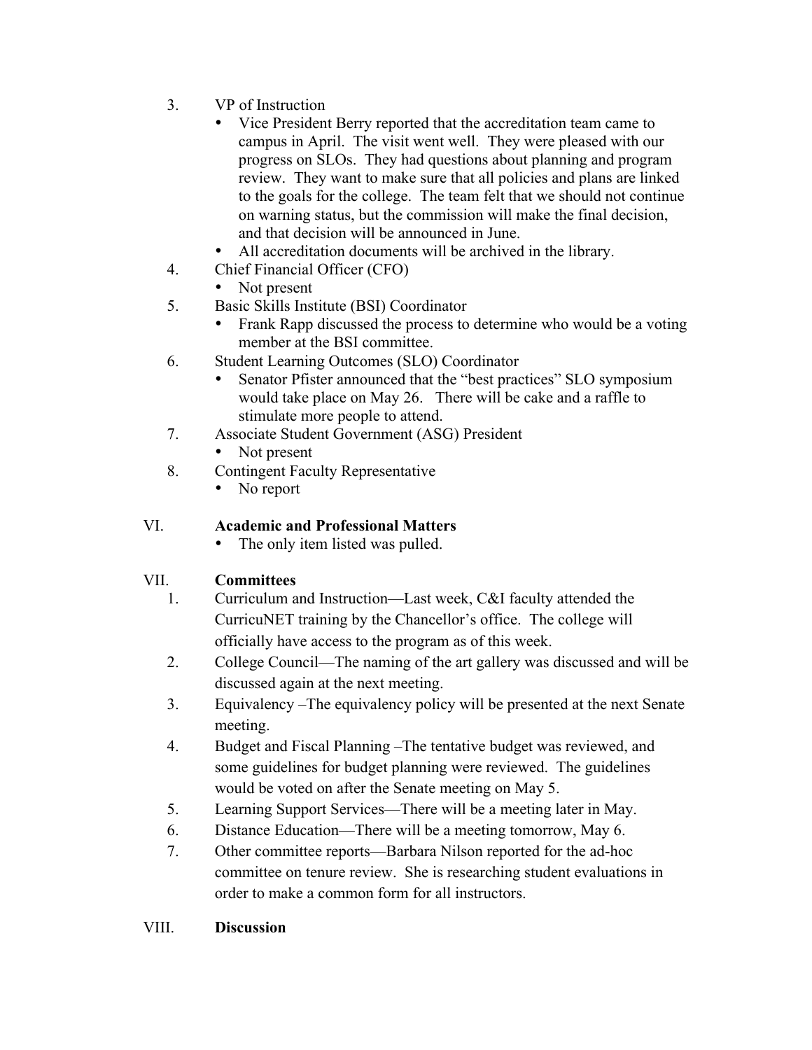3. VP of Instruction
   - Vice President Berry reported that the accreditation team came to campus in April. The visit went well. They were pleased with our progress on SLOs. They had questions about planning and program review. They want to make sure that all policies and plans are linked to the goals for the college. The team felt that we should not continue on warning status, but the commission will make the final decision, and that decision will be announced in June.
   - All accreditation documents will be archived in the library.
4. Chief Financial Officer (CFO)
   - Not present
5. Basic Skills Institute (BSI) Coordinator
   - Frank Rapp discussed the process to determine who would be a voting member at the BSI committee.
6. Student Learning Outcomes (SLO) Coordinator
   - Senator Pfister announced that the "best practices" SLO symposium would take place on May 26. There will be cake and a raffle to stimulate more people to attend.
7. Associate Student Government (ASG) President
   - Not present
8. Contingent Faculty Representative
   - No report

## VI. Academic and Professional Matters

- The only item listed was pulled.

## VII. Committees

1. Curriculum and Instruction—Last week, C&I faculty attended the CurricuNET training by the Chancellor's office. The college will officially have access to the program as of this week.
2. College Council—The naming of the art gallery was discussed and will be discussed again at the next meeting.
3. Equivalency –The equivalency policy will be presented at the next Senate meeting.
4. Budget and Fiscal Planning –The tentative budget was reviewed, and some guidelines for budget planning were reviewed. The guidelines would be voted on after the Senate meeting on May 5.
5. Learning Support Services—There will be a meeting later in May.
6. Distance Education—There will be a meeting tomorrow, May 6.
7. Other committee reports—Barbara Nilson reported for the ad-hoc committee on tenure review. She is researching student evaluations in order to make a common form for all instructors.

## VIII. Discussion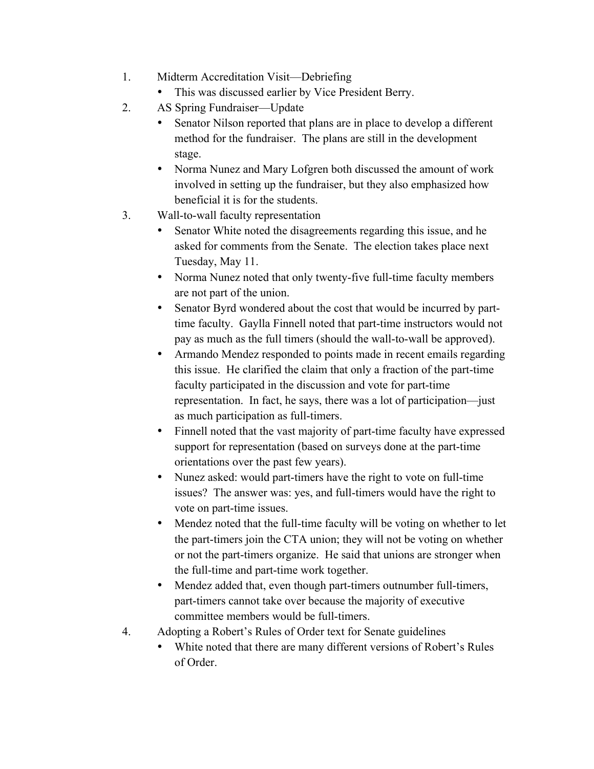1. Midterm Accreditation Visit—Debriefing
    - This was discussed earlier by Vice President Berry.
2. AS Spring Fundraiser—Update
    - Senator Nilson reported that plans are in place to develop a different method for the fundraiser. The plans are still in the development stage.
    - Norma Nunez and Mary Lofgren both discussed the amount of work involved in setting up the fundraiser, but they also emphasized how beneficial it is for the students.
3. Wall-to-wall faculty representation
    - Senator White noted the disagreements regarding this issue, and he asked for comments from the Senate. The election takes place next Tuesday, May 11.
    - Norma Nunez noted that only twenty-five full-time faculty members are not part of the union.
    - Senator Byrd wondered about the cost that would be incurred by part-time faculty. Gaylla Finnell noted that part-time instructors would not pay as much as the full timers (should the wall-to-wall be approved).
    - Armando Mendez responded to points made in recent emails regarding this issue. He clarified the claim that only a fraction of the part-time faculty participated in the discussion and vote for part-time representation. In fact, he says, there was a lot of participation—just as much participation as full-timers.
    - Finnell noted that the vast majority of part-time faculty have expressed support for representation (based on surveys done at the part-time orientations over the past few years).
    - Nunez asked: would part-timers have the right to vote on full-time issues? The answer was: yes, and full-timers would have the right to vote on part-time issues.
    - Mendez noted that the full-time faculty will be voting on whether to let the part-timers join the CTA union; they will not be voting on whether or not the part-timers organize. He said that unions are stronger when the full-time and part-time work together.
    - Mendez added that, even though part-timers outnumber full-timers, part-timers cannot take over because the majority of executive committee members would be full-timers.
4. Adopting a Robert's Rules of Order text for Senate guidelines
    - White noted that there are many different versions of Robert's Rules of Order.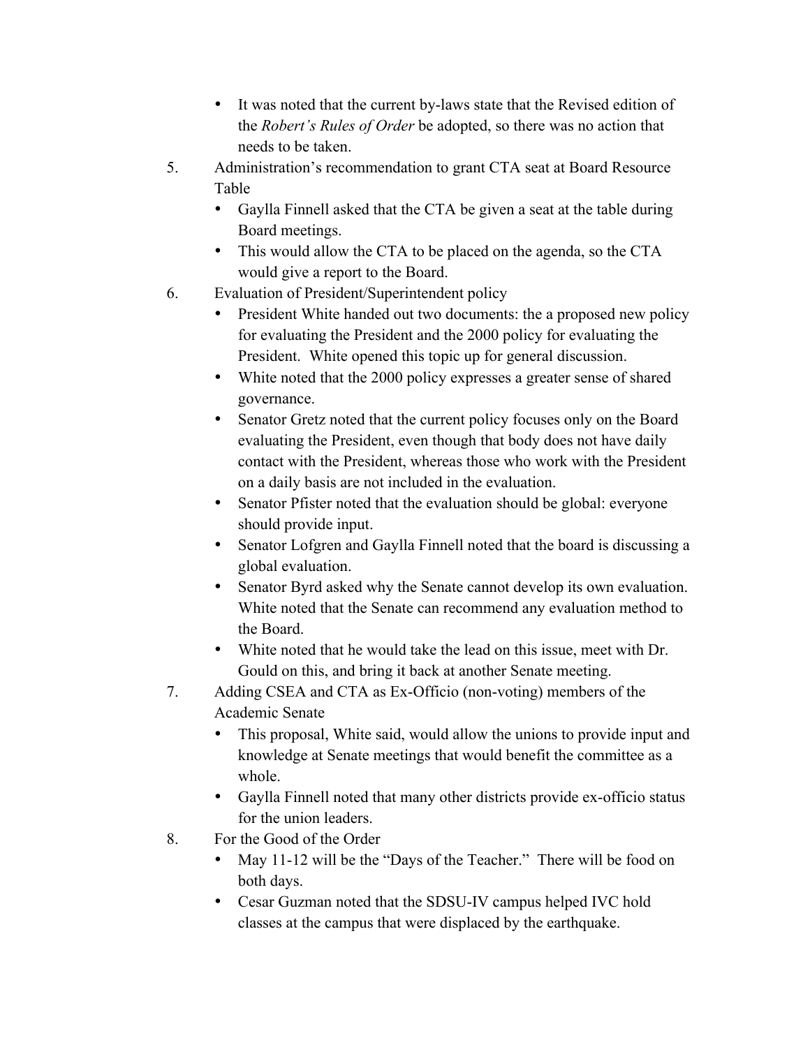- It was noted that the current by-laws state that the Revised edition of the *Robert's Rules of Order* be adopted, so there was no action that needs to be taken.

5. Administration's recommendation to grant CTA seat at Board Resource Table
   - Gaylla Finnell asked that the CTA be given a seat at the table during Board meetings.
   - This would allow the CTA to be placed on the agenda, so the CTA would give a report to the Board.
6. Evaluation of President/Superintendent policy
   - President White handed out two documents: the a proposed new policy for evaluating the President and the 2000 policy for evaluating the President. White opened this topic up for general discussion.
   - White noted that the 2000 policy expresses a greater sense of shared governance.
   - Senator Gretz noted that the current policy focuses only on the Board evaluating the President, even though that body does not have daily contact with the President, whereas those who work with the President on a daily basis are not included in the evaluation.
   - Senator Pfister noted that the evaluation should be global: everyone should provide input.
   - Senator Lofgren and Gaylla Finnell noted that the board is discussing a global evaluation.
   - Senator Byrd asked why the Senate cannot develop its own evaluation. White noted that the Senate can recommend any evaluation method to the Board.
   - White noted that he would take the lead on this issue, meet with Dr. Gould on this, and bring it back at another Senate meeting.
7. Adding CSEA and CTA as Ex-Officio (non-voting) members of the Academic Senate
   - This proposal, White said, would allow the unions to provide input and knowledge at Senate meetings that would benefit the committee as a whole.
   - Gaylla Finnell noted that many other districts provide ex-officio status for the union leaders.
8. For the Good of the Order
   - May 11-12 will be the "Days of the Teacher." There will be food on both days.
   - Cesar Guzman noted that the SDSU-IV campus helped IVC hold classes at the campus that were displaced by the earthquake.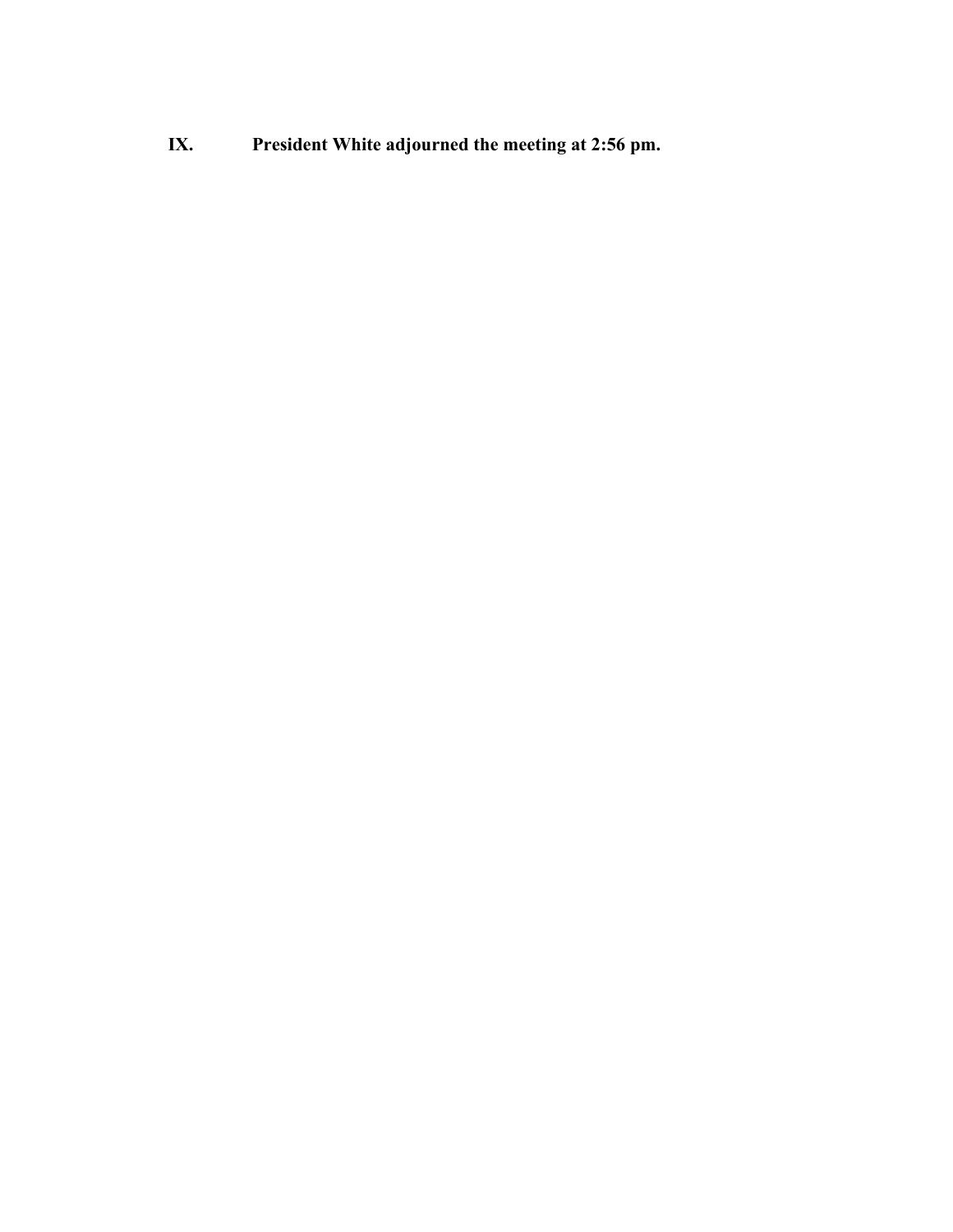**IX. President White adjourned the meeting at 2:56 pm.**